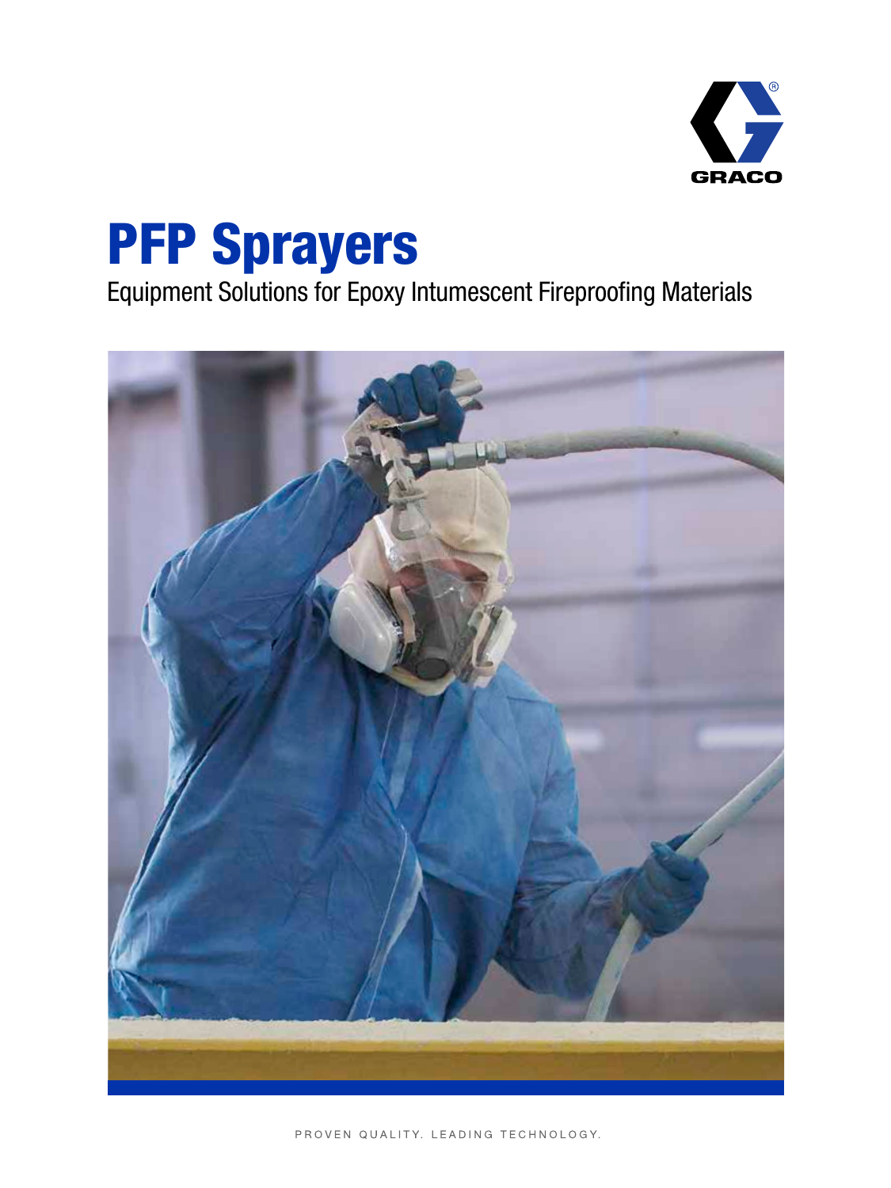GRACO

# PFP Sprayers

Equipment Solutions for Epoxy Intumescent Fireproofing Materials

PROVEN QUALITY. LEADING TECHNOLOGY.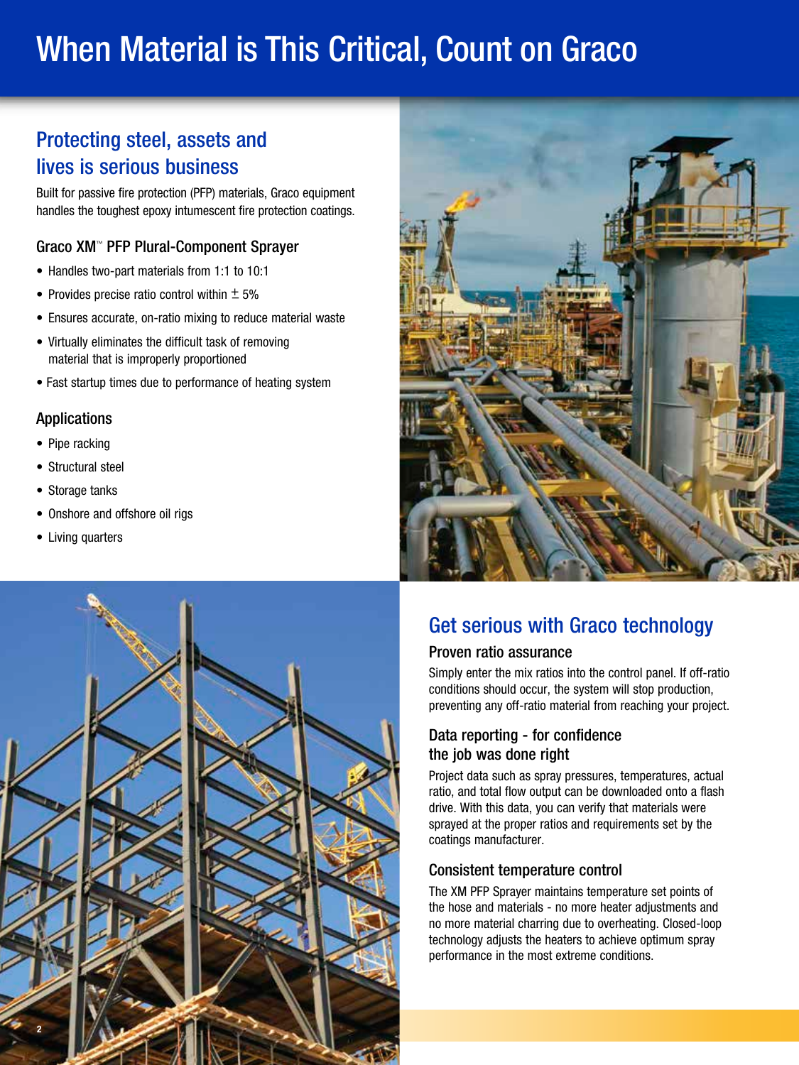# When Material is This Critical, Count on Graco

## Protecting steel, assets and lives is serious business

Built for passive fire protection (PFP) materials, Graco equipment handles the toughest epoxy intumescent fire protection coatings.

### Graco XM™ PFP Plural-Component Sprayer

- Handles two-part materials from 1:1 to 10:1
- Provides precise ratio control within ± 5%
- Ensures accurate, on-ratio mixing to reduce material waste
- Virtually eliminates the difficult task of removing material that is improperly proportioned
- Fast startup times due to performance of heating system

### Applications

- Pipe racking
- Structural steel
- Storage tanks
- Onshore and offshore oil rigs
- Living quarters

## Get serious with Graco technology

### Proven ratio assurance

Simply enter the mix ratios into the control panel. If off-ratio conditions should occur, the system will stop production, preventing any off-ratio material from reaching your project.

### Data reporting - for confidence the job was done right

Project data such as spray pressures, temperatures, actual ratio, and total flow output can be downloaded onto a flash drive. With this data, you can verify that materials were sprayed at the proper ratios and requirements set by the coatings manufacturer.

### Consistent temperature control

The XM PFP Sprayer maintains temperature set points of the hose and materials - no more heater adjustments and no more material charring due to overheating. Closed-loop technology adjusts the heaters to achieve optimum spray performance in the most extreme conditions.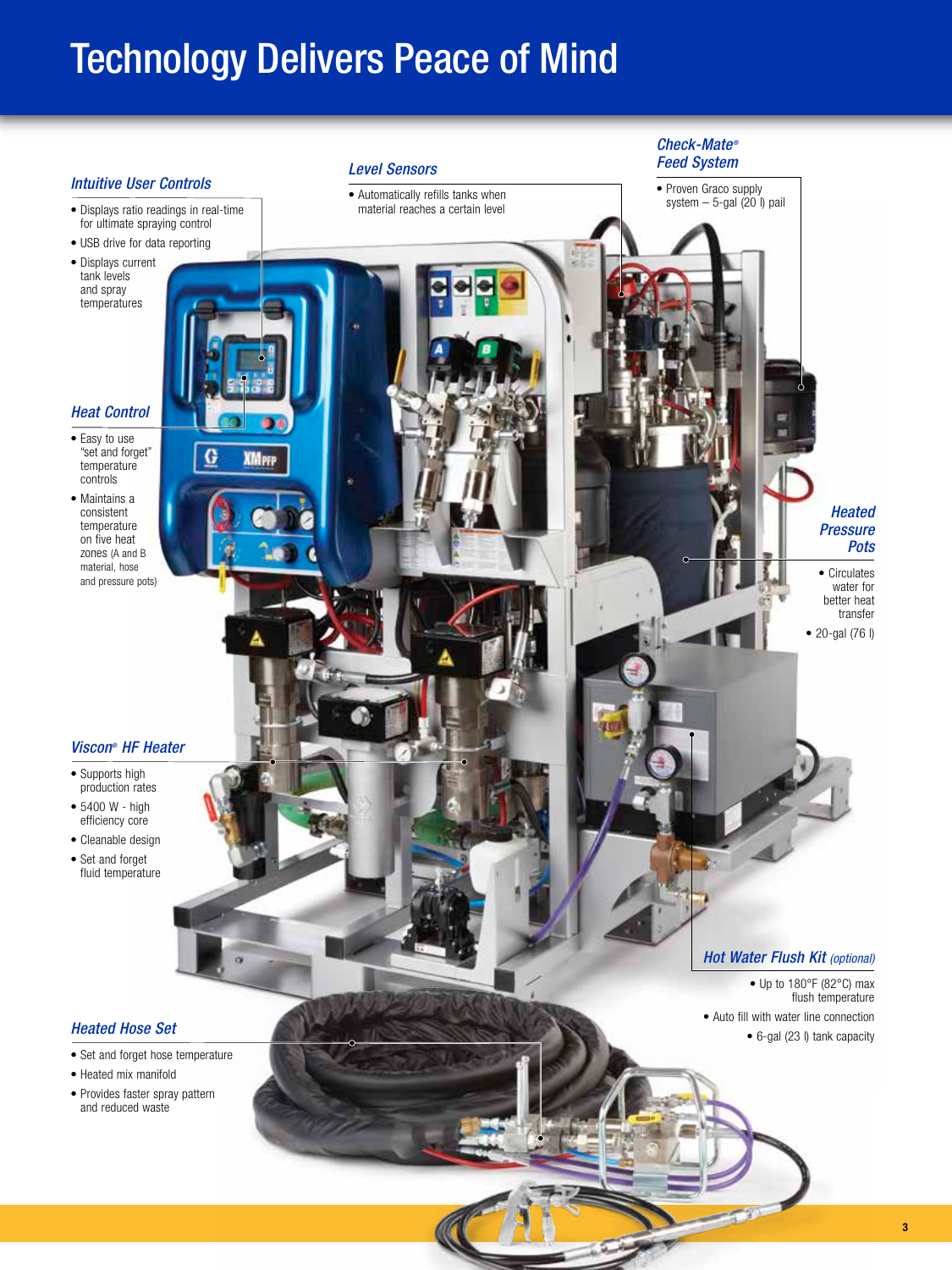# Technology Delivers Peace of Mind

### *Intuitive User Controls*

- Displays ratio readings in real-time for ultimate spraying control
- USB drive for data reporting
- Displays current tank levels and spray temperatures

### *Level Sensors*

- Automatically refills tanks when material reaches a certain level

### *Check-Mate® Feed System*

- Proven Graco supply system – 5-gal (20 l) pail

### *Heat Control*

- Easy to use "set and forget" temperature controls
- Maintains a consistent temperature on five heat zones (A and B material, hose and pressure pots)

### *Heated Pressure Pots*

- Circulates water for better heat transfer
- 20-gal (76 l)

### *Viscon® HF Heater*

- Supports high production rates
- 5400 W - high efficiency core
- Cleanable design
- Set and forget fluid temperature

### *Hot Water Flush Kit (optional)*

- Up to 180°F (82°C) max flush temperature
- Auto fill with water line connection
- 6-gal (23 l) tank capacity

### *Heated Hose Set*

- Set and forget hose temperature
- Heated mix manifold
- Provides faster spray pattern and reduced waste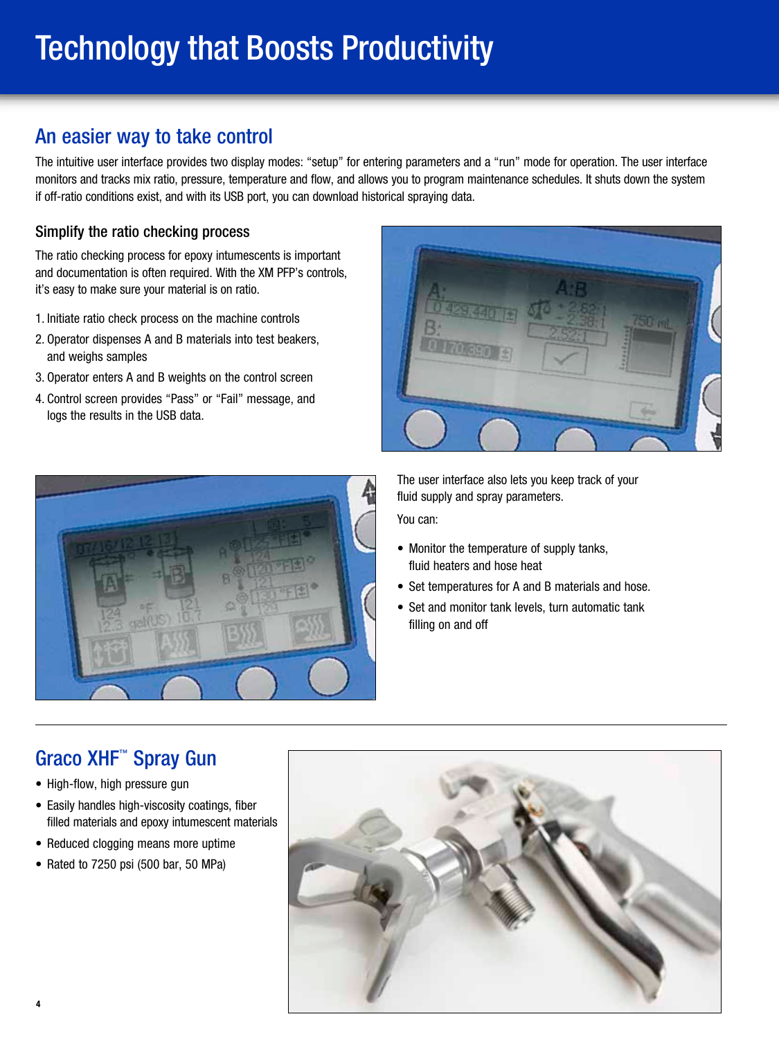# Technology that Boosts Productivity

## An easier way to take control

The intuitive user interface provides two display modes: "setup" for entering parameters and a "run" mode for operation. The user interface monitors and tracks mix ratio, pressure, temperature and flow, and allows you to program maintenance schedules. It shuts down the system if off-ratio conditions exist, and with its USB port, you can download historical spraying data.

### Simplify the ratio checking process

The ratio checking process for epoxy intumescents is important and documentation is often required. With the XM PFP's controls, it's easy to make sure your material is on ratio.

1. Initiate ratio check process on the machine controls
2. Operator dispenses A and B materials into test beakers, and weighs samples
3. Operator enters A and B weights on the control screen
4. Control screen provides "Pass" or "Fail" message, and logs the results in the USB data.

The user interface also lets you keep track of your fluid supply and spray parameters.

You can:

- Monitor the temperature of supply tanks, fluid heaters and hose heat
- Set temperatures for A and B materials and hose.
- Set and monitor tank levels, turn automatic tank filling on and off

## Graco XHF™ Spray Gun

- High-flow, high pressure gun
- Easily handles high-viscosity coatings, fiber filled materials and epoxy intumescent materials
- Reduced clogging means more uptime
- Rated to 7250 psi (500 bar, 50 MPa)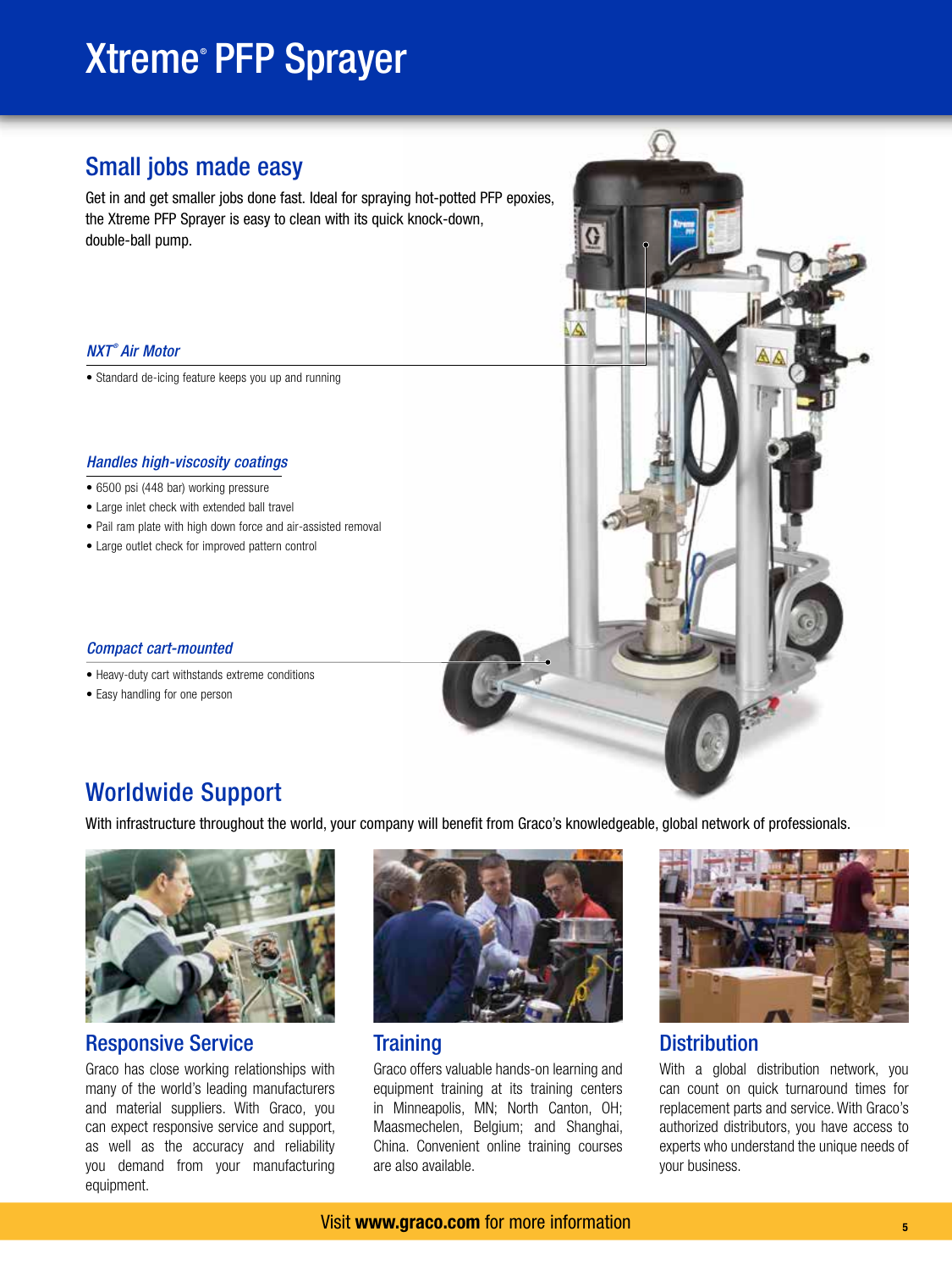# Xtreme® PFP Sprayer

## Small jobs made easy

Get in and get smaller jobs done fast. Ideal for spraying hot-potted PFP epoxies, the Xtreme PFP Sprayer is easy to clean with its quick knock-down, double-ball pump.

### *NXT® Air Motor*

- Standard de-icing feature keeps you up and running

### *Handles high-viscosity coatings*

- 6500 psi (448 bar) working pressure
- Large inlet check with extended ball travel
- Pail ram plate with high down force and air-assisted removal
- Large outlet check for improved pattern control

### *Compact cart-mounted*

- Heavy-duty cart withstands extreme conditions
- Easy handling for one person

## Worldwide Support

With infrastructure throughout the world, your company will benefit from Graco's knowledgeable, global network of professionals.

### Responsive Service

Graco has close working relationships with many of the world's leading manufacturers and material suppliers. With Graco, you can expect responsive service and support, as well as the accuracy and reliability you demand from your manufacturing equipment.

### Training

Graco offers valuable hands-on learning and equipment training at its training centers in Minneapolis, MN; North Canton, OH; Maasmechelen, Belgium; and Shanghai, China. Convenient online training courses are also available.

### Distribution

With a global distribution network, you can count on quick turnaround times for replacement parts and service. With Graco's authorized distributors, you have access to experts who understand the unique needs of your business.

Visit **www.graco.com** for more information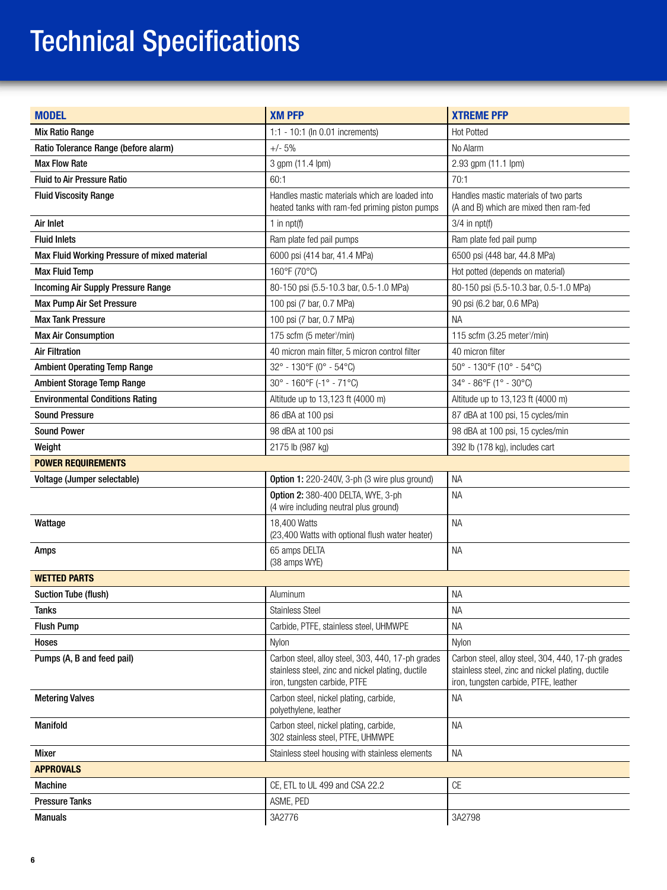# Technical Specifications

| MODEL | XM PFP | XTREME PFP |
|---|---|---|
| Mix Ratio Range | 1:1 - 10:1 (In 0.01 increments) | Hot Potted |
| Ratio Tolerance Range (before alarm) | +/- 5% | No Alarm |
| Max Flow Rate | 3 gpm (11.4 lpm) | 2.93 gpm (11.1 lpm) |
| Fluid to Air Pressure Ratio | 60:1 | 70:1 |
| Fluid Viscosity Range | Handles mastic materials which are loaded into heated tanks with ram-fed priming piston pumps | Handles mastic materials of two parts (A and B) which are mixed then ram-fed |
| Air Inlet | 1 in npt(f) | 3/4 in npt(f) |
| Fluid Inlets | Ram plate fed pail pumps | Ram plate fed pail pump |
| Max Fluid Working Pressure of mixed material | 6000 psi (414 bar, 41.4 MPa) | 6500 psi (448 bar, 44.8 MPa) |
| Max Fluid Temp | 160°F (70°C) | Hot potted (depends on material) |
| Incoming Air Supply Pressure Range | 80-150 psi (5.5-10.3 bar, 0.5-1.0 MPa) | 80-150 psi (5.5-10.3 bar, 0.5-1.0 MPa) |
| Max Pump Air Set Pressure | 100 psi (7 bar, 0.7 MPa) | 90 psi (6.2 bar, 0.6 MPa) |
| Max Tank Pressure | 100 psi (7 bar, 0.7 MPa) | NA |
| Max Air Consumption | 175 scfm (5 meter$^3$/min) | 115 scfm (3.25 meter$^3$/min) |
| Air Filtration | 40 micron main filter, 5 micron control filter | 40 micron filter |
| Ambient Operating Temp Range | 32° - 130°F (0° - 54°C) | 50° - 130°F (10° - 54°C) |
| Ambient Storage Temp Range | 30° - 160°F (-1° - 71°C) | 34° - 86°F (1° - 30°C) |
| Environmental Conditions Rating | Altitude up to 13,123 ft (4000 m) | Altitude up to 13,123 ft (4000 m) |
| Sound Pressure | 86 dBA at 100 psi | 87 dBA at 100 psi, 15 cycles/min |
| Sound Power | 98 dBA at 100 psi | 98 dBA at 100 psi, 15 cycles/min |
| Weight | 2175 lb (987 kg) | 392 lb (178 kg), includes cart |
| **POWER REQUIREMENTS** | | |
| Voltage (Jumper selectable) | **Option 1:** 220-240V, 3-ph (3 wire plus ground) | NA |
| | **Option 2:** 380-400 DELTA, WYE, 3-ph (4 wire including neutral plus ground) | NA |
| Wattage | 18,400 Watts (23,400 Watts with optional flush water heater) | NA |
| Amps | 65 amps DELTA (38 amps WYE) | NA |
| **WETTED PARTS** | | |
| Suction Tube (flush) | Aluminum | NA |
| Tanks | Stainless Steel | NA |
| Flush Pump | Carbide, PTFE, stainless steel, UHMWPE | NA |
| Hoses | Nylon | Nylon |
| Pumps (A, B and feed pail) | Carbon steel, alloy steel, 303, 440, 17-ph grades stainless steel, zinc and nickel plating, ductile iron, tungsten carbide, PTFE | Carbon steel, alloy steel, 304, 440, 17-ph grades stainless steel, zinc and nickel plating, ductile iron, tungsten carbide, PTFE, leather |
| Metering Valves | Carbon steel, nickel plating, carbide, polyethylene, leather | NA |
| Manifold | Carbon steel, nickel plating, carbide, 302 stainless steel, PTFE, UHMWPE | NA |
| Mixer | Stainless steel housing with stainless elements | NA |
| **APPROVALS** | | |
| Machine | CE, ETL to UL 499 and CSA 22.2 | CE |
| Pressure Tanks | ASME, PED | |
| Manuals | 3A2776 | 3A2798 |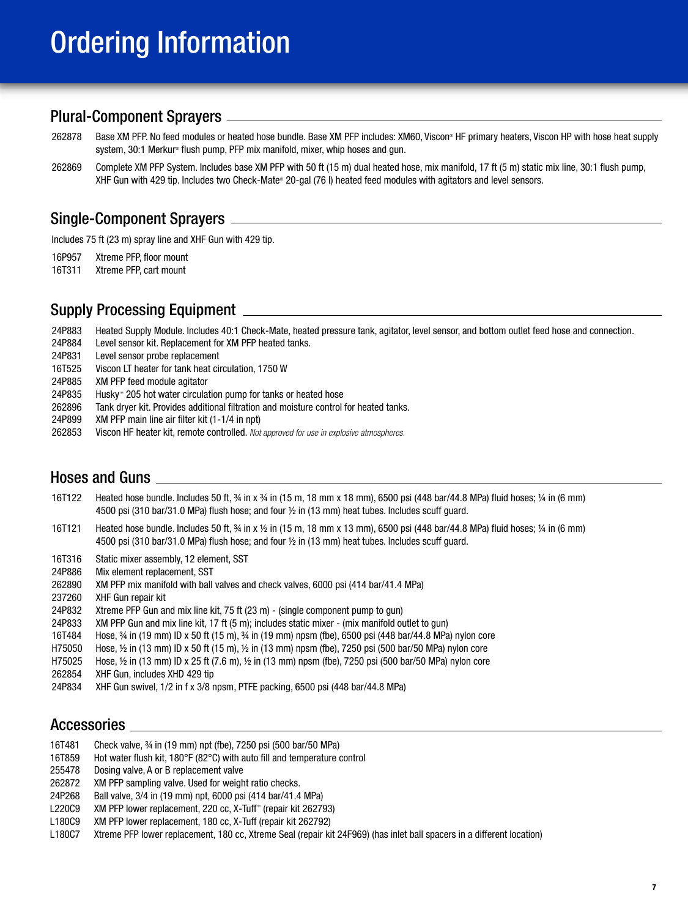# Ordering Information

## Plural-Component Sprayers

| | |
|---|---|
| 262878 | Base XM PFP. No feed modules or heated hose bundle. Base XM PFP includes: XM60, Viscon® HF primary heaters, Viscon HP with hose heat supply system, 30:1 Merkur® flush pump, PFP mix manifold, mixer, whip hoses and gun. |
| 262869 | Complete XM PFP System. Includes base XM PFP with 50 ft (15 m) dual heated hose, mix manifold, 17 ft (5 m) static mix line, 30:1 flush pump, XHF Gun with 429 tip. Includes two Check-Mate® 20-gal (76 l) heated feed modules with agitators and level sensors. |

## Single-Component Sprayers

Includes 75 ft (23 m) spray line and XHF Gun with 429 tip.

| | |
|---|---|
| 16P957 | Xtreme PFP, floor mount |
| 16T311 | Xtreme PFP, cart mount |

## Supply Processing Equipment

| | |
|---|---|
| 24P883 | Heated Supply Module. Includes 40:1 Check-Mate, heated pressure tank, agitator, level sensor, and bottom outlet feed hose and connection. |
| 24P884 | Level sensor kit. Replacement for XM PFP heated tanks. |
| 24P831 | Level sensor probe replacement |
| 16T525 | Viscon LT heater for tank heat circulation, 1750 W |
| 24P885 | XM PFP feed module agitator |
| 24P835 | Husky™ 205 hot water circulation pump for tanks or heated hose |
| 262896 | Tank dryer kit. Provides additional filtration and moisture control for heated tanks. |
| 24P899 | XM PFP main line air filter kit (1-1/4 in npt) |
| 262853 | Viscon HF heater kit, remote controlled. *Not approved for use in explosive atmospheres.* |

## Hoses and Guns

| | |
|---|---|
| 16T122 | Heated hose bundle. Includes 50 ft, ¾ in x ¾ in (15 m, 18 mm x 18 mm), 6500 psi (448 bar/44.8 MPa) fluid hoses; ¼ in (6 mm) 4500 psi (310 bar/31.0 MPa) flush hose; and four ½ in (13 mm) heat tubes. Includes scuff guard. |
| 16T121 | Heated hose bundle. Includes 50 ft, ¾ in x ½ in (15 m, 18 mm x 13 mm), 6500 psi (448 bar/44.8 MPa) fluid hoses; ¼ in (6 mm) 4500 psi (310 bar/31.0 MPa) flush hose; and four ½ in (13 mm) heat tubes. Includes scuff guard. |
| 16T316 | Static mixer assembly, 12 element, SST |
| 24P886 | Mix element replacement, SST |
| 262890 | XM PFP mix manifold with ball valves and check valves, 6000 psi (414 bar/41.4 MPa) |
| 237260 | XHF Gun repair kit |
| 24P832 | Xtreme PFP Gun and mix line kit, 75 ft (23 m) - (single component pump to gun) |
| 24P833 | XM PFP Gun and mix line kit, 17 ft (5 m); includes static mixer - (mix manifold outlet to gun) |
| 16T484 | Hose, ¾ in (19 mm) ID x 50 ft (15 m), ¾ in (19 mm) npsm (fbe), 6500 psi (448 bar/44.8 MPa) nylon core |
| H75050 | Hose, ½ in (13 mm) ID x 50 ft (15 m), ½ in (13 mm) npsm (fbe), 7250 psi (500 bar/50 MPa) nylon core |
| H75025 | Hose, ½ in (13 mm) ID x 25 ft (7.6 m), ½ in (13 mm) npsm (fbe), 7250 psi (500 bar/50 MPa) nylon core |
| 262854 | XHF Gun, includes XHD 429 tip |
| 24P834 | XHF Gun swivel, 1/2 in f x 3/8 npsm, PTFE packing, 6500 psi (448 bar/44.8 MPa) |

## Accessories

| | |
|---|---|
| 16T481 | Check valve, ¾ in (19 mm) npt (fbe), 7250 psi (500 bar/50 MPa) |
| 16T859 | Hot water flush kit, 180°F (82°C) with auto fill and temperature control |
| 255478 | Dosing valve, A or B replacement valve |
| 262872 | XM PFP sampling valve. Used for weight ratio checks. |
| 24P268 | Ball valve, 3/4 in (19 mm) npt, 6000 psi (414 bar/41.4 MPa) |
| L220C9 | XM PFP lower replacement, 220 cc, X-Tuff™ (repair kit 262793) |
| L180C9 | XM PFP lower replacement, 180 cc, X-Tuff (repair kit 262792) |
| L180C7 | Xtreme PFP lower replacement, 180 cc, Xtreme Seal (repair kit 24F969) (has inlet ball spacers in a different location) |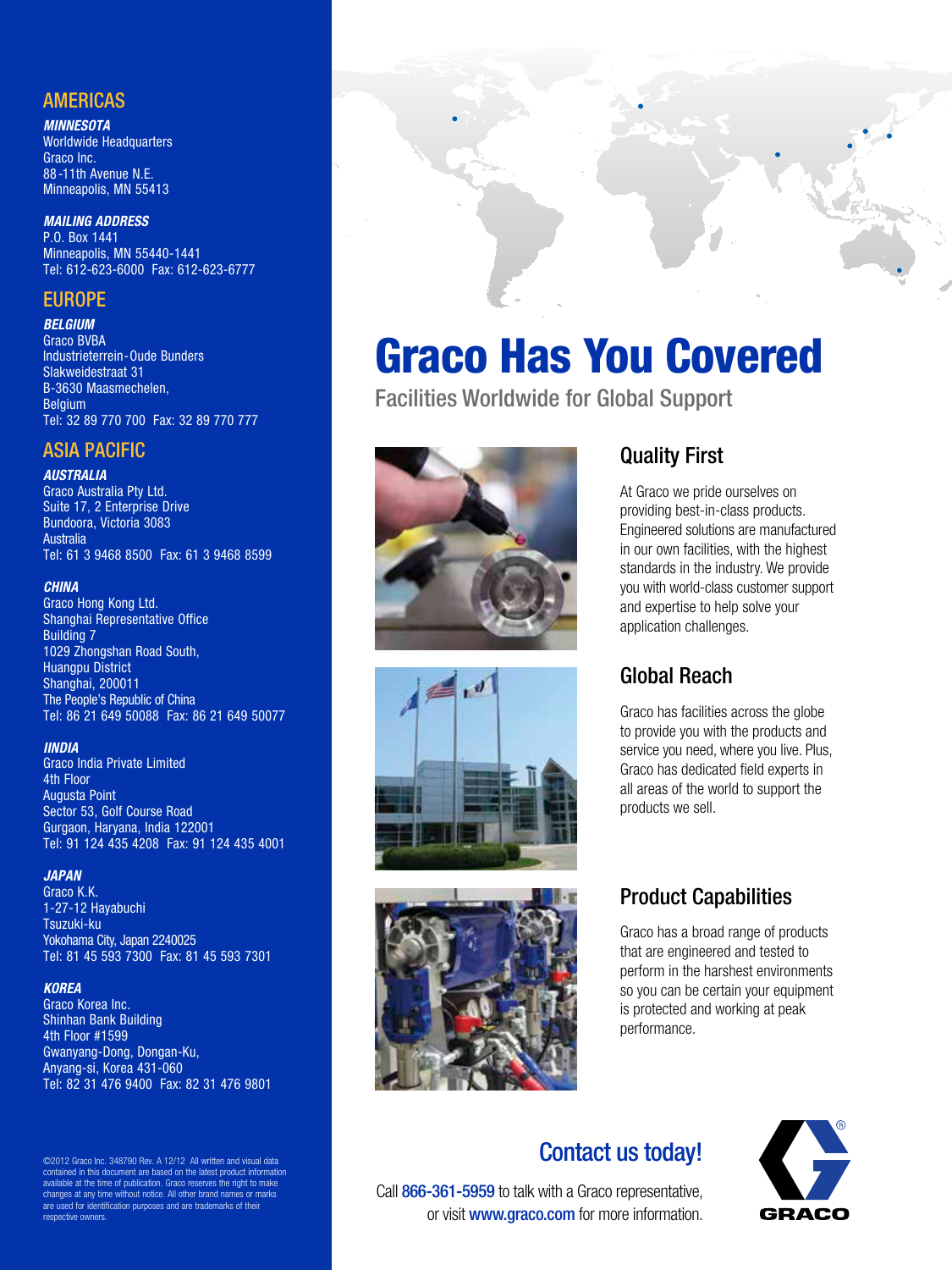## AMERICAS

***MINNESOTA***
Worldwide Headquarters
Graco Inc.
88-11th Avenue N.E.
Minneapolis, MN 55413

***MAILING ADDRESS***
P.O. Box 1441
Minneapolis, MN 55440-1441
Tel: 612-623-6000 Fax: 612-623-6777

## EUROPE

***BELGIUM***
Graco BVBA
Industrieterrein-Oude Bunders
Slakweidestraat 31
B-3630 Maasmechelen,
Belgium
Tel: 32 89 770 700 Fax: 32 89 770 777

## ASIA PACIFIC

***AUSTRALIA***
Graco Australia Pty Ltd.
Suite 17, 2 Enterprise Drive
Bundoora, Victoria 3083
Australia
Tel: 61 3 9468 8500 Fax: 61 3 9468 8599

***CHINA***
Graco Hong Kong Ltd.
Shanghai Representative Office
Building 7
1029 Zhongshan Road South,
Huangpu District
Shanghai, 200011
The People's Republic of China
Tel: 86 21 649 50088 Fax: 86 21 649 50077

***IINDIA***
Graco India Private Limited
4th Floor
Augusta Point
Sector 53, Golf Course Road
Gurgaon, Haryana, India 122001
Tel: 91 124 435 4208 Fax: 91 124 435 4001

***JAPAN***
Graco K.K.
1-27-12 Hayabuchi
Tsuzuki-ku
Yokohama City, Japan 2240025
Tel: 81 45 593 7300 Fax: 81 45 593 7301

***KOREA***
Graco Korea Inc.
Shinhan Bank Building
4th Floor #1599
Gwanyang-Dong, Dongan-Ku,
Anyang-si, Korea 431-060
Tel: 82 31 476 9400 Fax: 82 31 476 9801

©2012 Graco Inc. 348790 Rev. A 12/12 All written and visual data contained in this document are based on the latest product information available at the time of publication. Graco reserves the right to make changes at any time without notice. All other brand names or marks are used for identification purposes and are trademarks of their respective owners.

# Graco Has You Covered

Facilities Worldwide for Global Support

### Quality First

At Graco we pride ourselves on providing best-in-class products. Engineered solutions are manufactured in our own facilities, with the highest standards in the industry. We provide you with world-class customer support and expertise to help solve your application challenges.

### Global Reach

Graco has facilities across the globe to provide you with the products and service you need, where you live. Plus, Graco has dedicated field experts in all areas of the world to support the products we sell.

### Product Capabilities

Graco has a broad range of products that are engineered and tested to perform in the harshest environments so you can be certain your equipment is protected and working at peak performance.

## Contact us today!

Call 866-361-5959 to talk with a Graco representative, or visit www.graco.com for more information.

GRACO